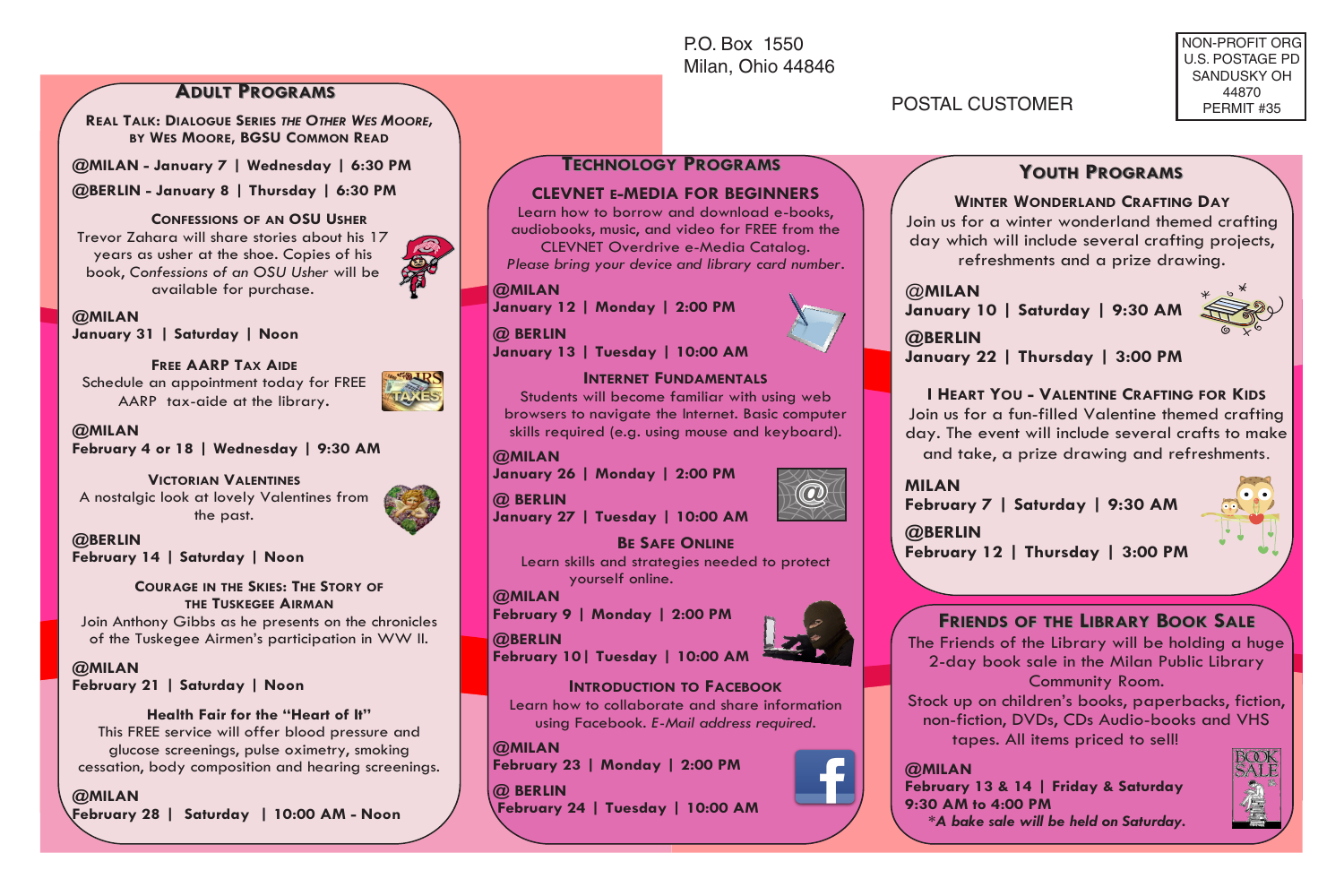P.O. Box 1550
Milan, Ohio 44846

POSTAL CUSTOMER

NON-PROFIT ORG
U.S. POSTAGE PD
SANDUSKY OH
44870
PERMIT #35

## Adult Programs

### Real Talk: Dialogue Series *The Other Wes Moore*, by Wes Moore, BGSU Common Read

**@MILAN - January 7 | Wednesday | 6:30 PM**

**@BERLIN - January 8 | Thursday | 6:30 PM**

### Confessions of an OSU Usher

Trevor Zahara will share stories about his 17 years as usher at the shoe. Copies of his book, *Confessions of an OSU Usher* will be available for purchase.

**@MILAN**
**January 31 | Saturday | Noon**

### Free AARP Tax Aide

Schedule an appointment today for FREE AARP tax-aide at the library.

**@MILAN**
**February 4 or 18 | Wednesday | 9:30 AM**

### Victorian Valentines

A nostalgic look at lovely Valentines from the past.

**@BERLIN**
**February 14 | Saturday | Noon**

### Courage in the Skies: The Story of the Tuskegee Airman

Join Anthony Gibbs as he presents on the chronicles of the Tuskegee Airmen's participation in WW II.

**@MILAN**
**February 21 | Saturday | Noon**

### Health Fair for the "Heart of It"

This FREE service will offer blood pressure and glucose screenings, pulse oximetry, smoking cessation, body composition and hearing screenings.

**@MILAN**
**February 28 | Saturday | 10:00 AM - Noon**

## Technology Programs

### CLEVNET e-Media for Beginners

Learn how to borrow and download e-books, audiobooks, music, and video for FREE from the CLEVNET Overdrive e-Media Catalog.
*Please bring your device and library card number.*

**@MILAN**
**January 12 | Monday | 2:00 PM**

**@ BERLIN**
**January 13 | Tuesday | 10:00 AM**

### Internet Fundamentals

Students will become familiar with using web browsers to navigate the Internet. Basic computer skills required (e.g. using mouse and keyboard).

**@MILAN**
**January 26 | Monday | 2:00 PM**

**@ BERLIN**
**January 27 | Tuesday | 10:00 AM**

### Be Safe Online

Learn skills and strategies needed to protect yourself online.

**@MILAN**
**February 9 | Monday | 2:00 PM**

**@BERLIN**
**February 10| Tuesday | 10:00 AM**

### Introduction to Facebook

Learn how to collaborate and share information using Facebook. *E-Mail address required.*

**@MILAN**
**February 23 | Monday | 2:00 PM**

**@ BERLIN**
**February 24 | Tuesday | 10:00 AM**

## Youth Programs

### Winter Wonderland Crafting Day

Join us for a winter wonderland themed crafting day which will include several crafting projects, refreshments and a prize drawing.

**@MILAN**
**January 10 | Saturday | 9:30 AM**

**@BERLIN**
**January 22 | Thursday | 3:00 PM**

### I Heart You - Valentine Crafting for Kids

Join us for a fun-filled Valentine themed crafting day. The event will include several crafts to make and take, a prize drawing and refreshments.

**MILAN**
**February 7 | Saturday | 9:30 AM**

**@BERLIN**
**February 12 | Thursday | 3:00 PM**

## Friends of the Library Book Sale

The Friends of the Library will be holding a huge 2-day book sale in the Milan Public Library Community Room.
Stock up on children's books, paperbacks, fiction, non-fiction, DVDs, CDs Audio-books and VHS tapes. All items priced to sell!

**@MILAN**
**February 13 & 14 | Friday & Saturday**
**9:30 AM to 4:00 PM**
***A bake sale will be held on Saturday.***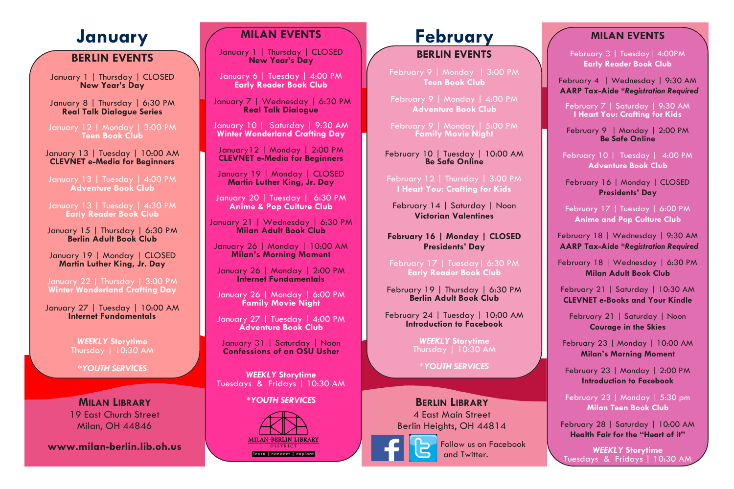# January

## BERLIN EVENTS

January 1 | Thursday | CLOSED
**New Year's Day**

January 8 | Thursday | 6:30 PM
**Real Talk Dialogue Series**

January 12 | Monday | 3:00 PM
**Teen Book Club**

January 13 | Tuesday | 10:00 AM
**CLEVNET e-Media for Beginners**

January 13 | Tuesday | 4:00 PM
**Adventure Book Club**

January 13 | Tuesday | 4:30 PM
**Early Reader Book Club**

January 15 | Thursday | 6:30 PM
**Berlin Adult Book Club**

January 19 | Monday | CLOSED
**Martin Luther King, Jr. Day**

January 22 | Thursday | 3:00 PM
**Winter Wonderland Crafting Day**

January 27 | Tuesday | 10:00 AM
**Internet Fundamentals**

***WEEKLY* Storytime**
Thursday | 10:30 AM

***YOUTH SERVICES***

**MILAN LIBRARY**
19 East Church Street
Milan, OH 44846

**www.milan-berlin.lib.oh.us**

## MILAN EVENTS

January 1 | Thursday | CLOSED
**New Year's Day**

January 6 | Tuesday | 4:00 PM
**Early Reader Book Club**

January 7 | Wednesday | 6:30 PM
**Real Talk Dialogue**

January 10 | Saturday | 9:30 AM
**Winter Wonderland Crafting Day**

January12 | Monday | 2:00 PM
**CLEVNET e-Media for Beginners**

January 19 | Monday | CLOSED
**Martin Luther King, Jr. Day**

January 20 | Tuesday | 6:30 PM
**Anime & Pop Culture Club**

January 21 | Wednesday | 6:30 PM
**Milan Adult Book Club**

January 26 | Monday | 10:00 AM
**Milan's Morning Moment**

January 26 | Monday | 2:00 PM
**Internet Fundamentals**

January 26 | Monday | 6:00 PM
**Family Movie Night**

January 27 | Tuesday | 4:00 PM
**Adventure Book Club**

January 31 | Saturday | Noon
**Confessions of an OSU Usher**

***WEEKLY* Storytime**
Tuesdays & Fridays | 10:30 AM

***YOUTH SERVICES***

MILAN-BERLIN LIBRARY DISTRICT
learn | connect | explore

# February

## BERLIN EVENTS

February 9 | Monday | 3:00 PM
**Teen Book Club**

February 9 | Monday | 4:00 PM
**Adventure Book Club**

February 9 | Monday | 5:00 PM
**Family Movie Night**

February 10 | Tuesday | 10:00 AM
**Be Safe Online**

February 12 | Thursday | 3:00 PM
**I Heart You: Crafting for Kids**

February 14 | Saturday | Noon
**Victorian Valentines**

**February 16 | Monday | CLOSED**
**Presidents' Day**

February 17 | Tuesday| 6:30 PM
**Early Reader Book Club**

February 19 | Thursday | 6:30 PM
**Berlin Adult Book Club**

February 24 | Tuesday | 10:00 AM
**Introduction to Facebook**

***WEEKLY* Storytime**
Thursday | 10:30 AM

***YOUTH SERVICES***

**BERLIN LIBRARY**
4 East Main Street
Berlin Heights, OH 44814

Follow us on Facebook and Twitter.

## MILAN EVENTS

February 3 | Tuesday| 4:00PM
**Early Reader Book Club**

February 4 | Wednesday | 9:30 AM
**AARP Tax-Aide *Registration Required***

February 7 | Saturday | 9:30 AM
**I Heart You: Crafting for Kids**

February 9 | Monday | 2:00 PM
**Be Safe Online**

February 10 | Tuesday | 4:00 PM
**Adventure Book Club**

February 16 | Monday | CLOSED
**Presidents' Day**

February 17 | Tuesday | 6:00 PM
**Anime and Pop Culture Club**

February 18 | Wednesday | 9:30 AM
**AARP Tax-Aide *Registration Required***

February 18 | Wednesday | 6:30 PM
**Milan Adult Book Club**

February 21 | Saturday | 10:30 AM
**CLEVNET e-Books and Your Kindle**

February 21 | Saturday | Noon
**Courage in the Skies**

February 23 | Monday | 10:00 AM
**Milan's Morning Moment**

February 23 | Monday | 2:00 PM
**Introduction to Facebook**

February 23 | Monday | 5:30 pm
**Milan Teen Book Club**

February 28 | Saturday | 10:00 AM
**Health Fair for the "Heart of it"**

***WEEKLY* Storytime**
Tuesdays & Fridays | 10:30 AM